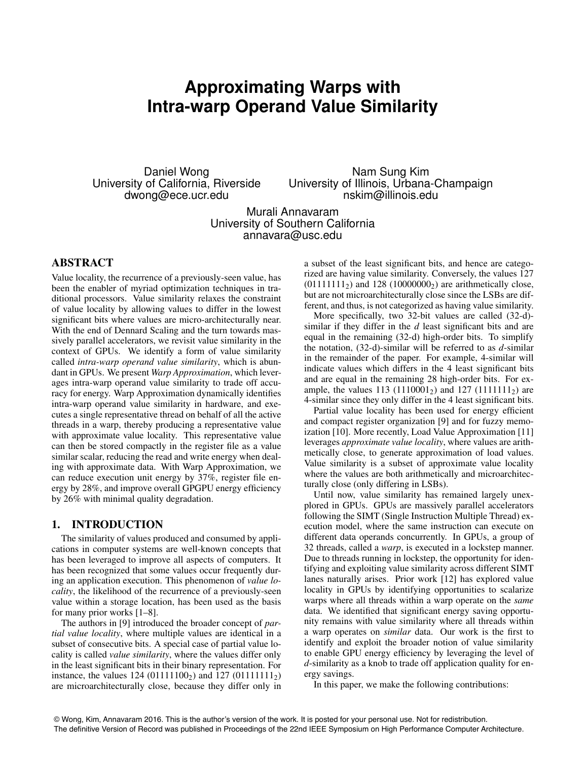# Approximating Warps with Intra-warp Operand Value Similarity

Daniel Wong
University of California, Riverside
dwong@ece.ucr.edu

Nam Sung Kim
University of Illinois, Urbana-Champaign
nskim@illinois.edu

Murali Annavaram
University of Southern California
annavara@usc.edu

## ABSTRACT

Value locality, the recurrence of a previously-seen value, has been the enabler of myriad optimization techniques in traditional processors. Value similarity relaxes the constraint of value locality by allowing values to differ in the lowest significant bits where values are micro-architecturally near. With the end of Dennard Scaling and the turn towards massively parallel accelerators, we revisit value similarity in the context of GPUs. We identify a form of value similarity called *intra-warp operand value similarity*, which is abundant in GPUs. We present *Warp Approximation*, which leverages intra-warp operand value similarity to trade off accuracy for energy. Warp Approximation dynamically identifies intra-warp operand value similarity in hardware, and executes a single representative thread on behalf of all the active threads in a warp, thereby producing a representative value with approximate value locality. This representative value can then be stored compactly in the register file as a value similar scalar, reducing the read and write energy when dealing with approximate data. With Warp Approximation, we can reduce execution unit energy by 37%, register file energy by 28%, and improve overall GPGPU energy efficiency by 26% with minimal quality degradation.

## 1. INTRODUCTION

The similarity of values produced and consumed by applications in computer systems are well-known concepts that has been leveraged to improve all aspects of computers. It has been recognized that some values occur frequently during an application execution. This phenomenon of *value locality*, the likelihood of the recurrence of a previously-seen value within a storage location, has been used as the basis for many prior works [1–8].

The authors in [9] introduced the broader concept of *partial value locality*, where multiple values are identical in a subset of consecutive bits. A special case of partial value locality is called *value similarity*, where the values differ only in the least significant bits in their binary representation. For instance, the values 124 ($01111100_2$) and 127 ($01111111_2$) are microarchitecturally close, because they differ only in a subset of the least significant bits, and hence are categorized are having value similarity. Conversely, the values 127 ($01111111_2$) and 128 ($10000000_2$) are arithmetically close, but are not microarchitecturally close since the LSBs are different, and thus, is not categorized as having value similarity.

More specifically, two 32-bit values are called (32-d)-similar if they differ in the *d* least significant bits and are equal in the remaining (32-d) high-order bits. To simplify the notation, (32-d)-similar will be referred to as *d*-similar in the remainder of the paper. For example, 4-similar will indicate values which differs in the 4 least significant bits and are equal in the remaining 28 high-order bits. For example, the values 113 ($1110001_2$) and 127 ($1111111_2$) are 4-similar since they only differ in the 4 least significant bits.

Partial value locality has been used for energy efficient and compact register organization [9] and for fuzzy memoization [10]. More recently, Load Value Approximation [11] leverages *approximate value locality*, where values are arithmetically close, to generate approximation of load values. Value similarity is a subset of approximate value locality where the values are both arithmetically and microarchitecturally close (only differing in LSBs).

Until now, value similarity has remained largely unexplored in GPUs. GPUs are massively parallel accelerators following the SIMT (Single Instruction Multiple Thread) execution model, where the same instruction can execute on different data operands concurrently. In GPUs, a group of 32 threads, called a *warp*, is executed in a lockstep manner. Due to threads running in lockstep, the opportunity for identifying and exploiting value similarity across different SIMT lanes naturally arises. Prior work [12] has explored value locality in GPUs by identifying opportunities to scalarize warps where all threads within a warp operate on the *same* data. We identified that significant energy saving opportunity remains with value similarity where all threads within a warp operates on *similar* data. Our work is the first to identify and exploit the broader notion of value similarity to enable GPU energy efficiency by leveraging the level of *d*-similarity as a knob to trade off application quality for energy savings.

In this paper, we make the following contributions:

© Wong, Kim, Annavaram 2016. This is the author's version of the work. It is posted for your personal use. Not for redistribution.
The definitive Version of Record was published in Proceedings of the 22nd IEEE Symposium on High Performance Computer Architecture.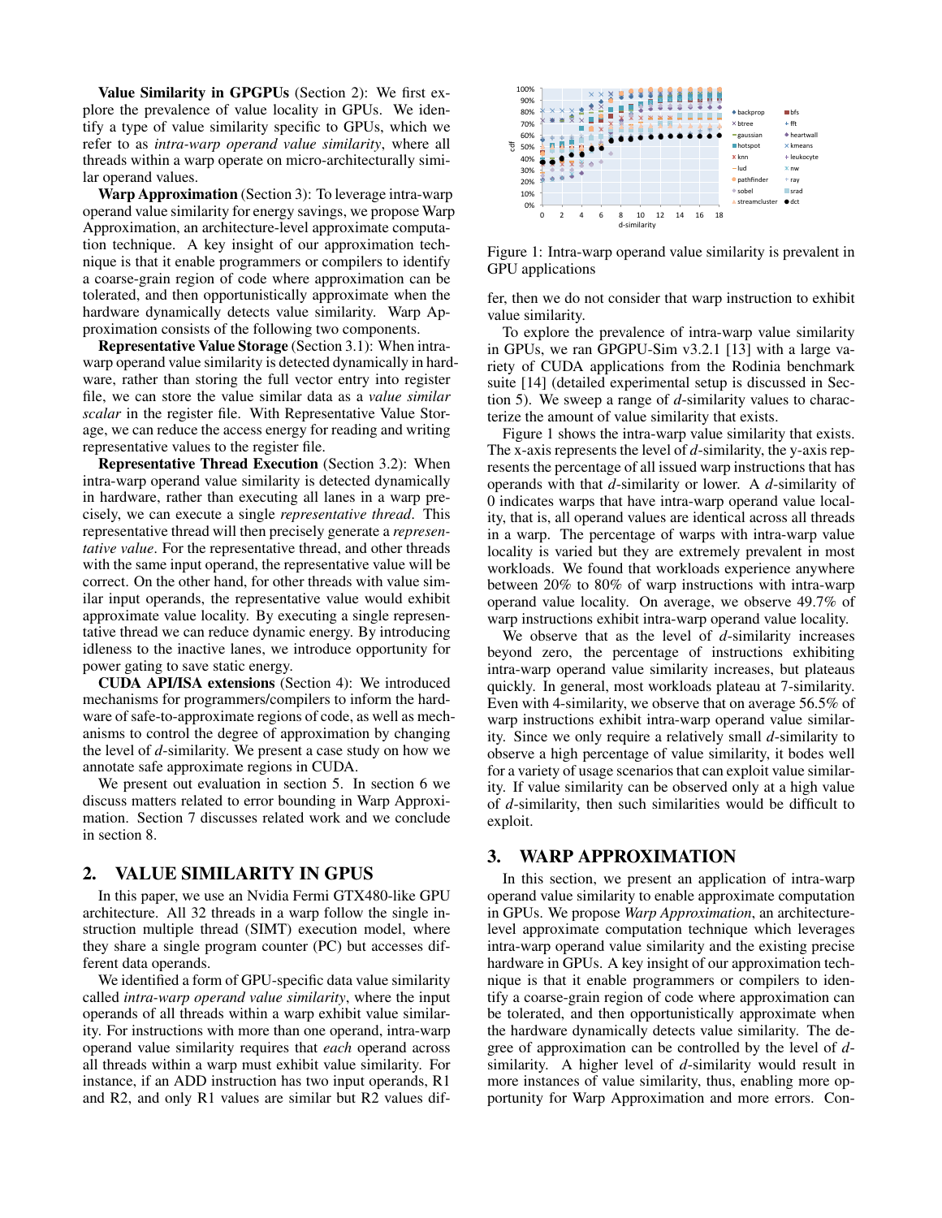**Value Similarity in GPGPUs** (Section 2): We first explore the prevalence of value locality in GPUs. We identify a type of value similarity specific to GPUs, which we refer to as *intra-warp operand value similarity*, where all threads within a warp operate on micro-architecturally similar operand values.

**Warp Approximation** (Section 3): To leverage intra-warp operand value similarity for energy savings, we propose Warp Approximation, an architecture-level approximate computation technique. A key insight of our approximation technique is that it enable programmers or compilers to identify a coarse-grain region of code where approximation can be tolerated, and then opportunistically approximate when the hardware dynamically detects value similarity. Warp Approximation consists of the following two components.

**Representative Value Storage** (Section 3.1): When intra-warp operand value similarity is detected dynamically in hardware, rather than storing the full vector entry into register file, we can store the value similar data as a *value similar scalar* in the register file. With Representative Value Storage, we can reduce the access energy for reading and writing representative values to the register file.

**Representative Thread Execution** (Section 3.2): When intra-warp operand value similarity is detected dynamically in hardware, rather than executing all lanes in a warp precisely, we can execute a single *representative thread*. This representative thread will then precisely generate a *representative value*. For the representative thread, and other threads with the same input operand, the representative value will be correct. On the other hand, for other threads with value similar input operands, the representative value would exhibit approximate value locality. By executing a single representative thread we can reduce dynamic energy. By introducing idleness to the inactive lanes, we introduce opportunity for power gating to save static energy.

**CUDA API/ISA extensions** (Section 4): We introduced mechanisms for programmers/compilers to inform the hardware of safe-to-approximate regions of code, as well as mechanisms to control the degree of approximation by changing the level of *d*-similarity. We present a case study on how we annotate safe approximate regions in CUDA.

We present out evaluation in section 5. In section 6 we discuss matters related to error bounding in Warp Approximation. Section 7 discusses related work and we conclude in section 8.

## 2. VALUE SIMILARITY IN GPUS

In this paper, we use an Nvidia Fermi GTX480-like GPU architecture. All 32 threads in a warp follow the single instruction multiple thread (SIMT) execution model, where they share a single program counter (PC) but accesses different data operands.

We identified a form of GPU-specific data value similarity called *intra-warp operand value similarity*, where the input operands of all threads within a warp exhibit value similarity. For instructions with more than one operand, intra-warp operand value similarity requires that *each* operand across all threads within a warp must exhibit value similarity. For instance, if an ADD instruction has two input operands, R1 and R2, and only R1 values are similar but R2 values differ, then we do not consider that warp instruction to exhibit value similarity.

100%
90%
80%
70%
60%
50%
40%
30%
20%
10%
0%
cdf
0 2 4 6 8 10 12 14 16 18
d-similarity
backprop
bfs
btree
fft
gaussian
heartwall
hotspot
kmeans
knn
leukocyte
lud
nw
pathfinder
ray
sobel
srad
streamcluster
dct

Figure 1: Intra-warp operand value similarity is prevalent in GPU applications

To explore the prevalence of intra-warp value similarity in GPUs, we ran GPGPU-Sim v3.2.1 [13] with a large variety of CUDA applications from the Rodinia benchmark suite [14] (detailed experimental setup is discussed in Section 5). We sweep a range of *d*-similarity values to characterize the amount of value similarity that exists.

Figure 1 shows the intra-warp value similarity that exists. The x-axis represents the level of *d*-similarity, the y-axis represents the percentage of all issued warp instructions that has operands with that *d*-similarity or lower. A *d*-similarity of 0 indicates warps that have intra-warp operand value locality, that is, all operand values are identical across all threads in a warp. The percentage of warps with intra-warp value locality is varied but they are extremely prevalent in most workloads. We found that workloads experience anywhere between 20% to 80% of warp instructions with intra-warp operand value locality. On average, we observe 49.7% of warp instructions exhibit intra-warp operand value locality.

We observe that as the level of *d*-similarity increases beyond zero, the percentage of instructions exhibiting intra-warp operand value similarity increases, but plateaus quickly. In general, most workloads plateau at 7-similarity. Even with 4-similarity, we observe that on average 56.5% of warp instructions exhibit intra-warp operand value similarity. Since we only require a relatively small *d*-similarity to observe a high percentage of value similarity, it bodes well for a variety of usage scenarios that can exploit value similarity. If value similarity can be observed only at a high value of *d*-similarity, then such similarities would be difficult to exploit.

## 3. WARP APPROXIMATION

In this section, we present an application of intra-warp operand value similarity to enable approximate computation in GPUs. We propose *Warp Approximation*, an architecture-level approximate computation technique which leverages intra-warp operand value similarity and the existing precise hardware in GPUs. A key insight of our approximation technique is that it enable programmers or compilers to identify a coarse-grain region of code where approximation can be tolerated, and then opportunistically approximate when the hardware dynamically detects value similarity. The degree of approximation can be controlled by the level of *d*-similarity. A higher level of *d*-similarity would result in more instances of value similarity, thus, enabling more opportunity for Warp Approximation and more errors. Con-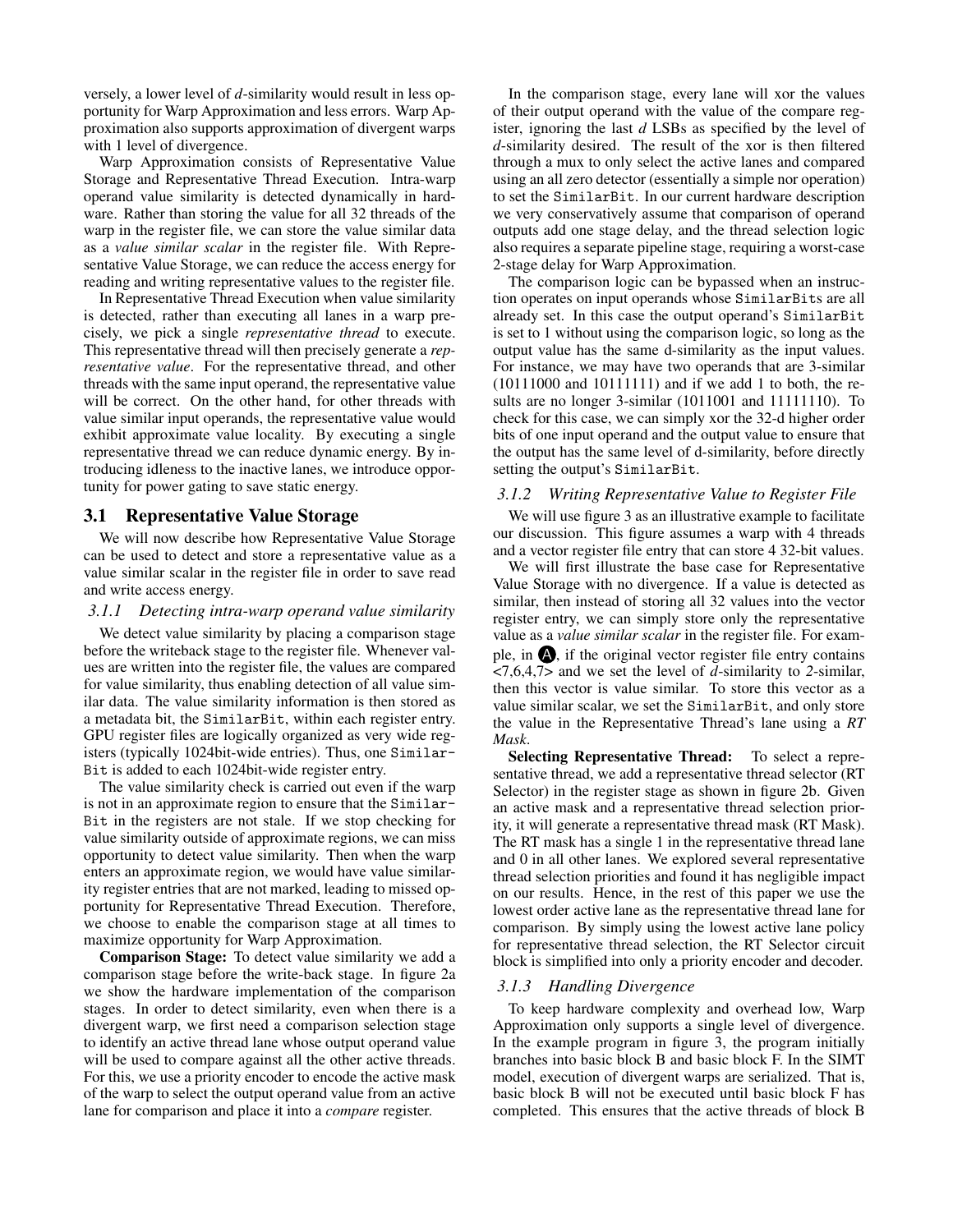versely, a lower level of *d*-similarity would result in less opportunity for Warp Approximation and less errors. Warp Approximation also supports approximation of divergent warps with 1 level of divergence.

Warp Approximation consists of Representative Value Storage and Representative Thread Execution. Intra-warp operand value similarity is detected dynamically in hardware. Rather than storing the value for all 32 threads of the warp in the register file, we can store the value similar data as a *value similar scalar* in the register file. With Representative Value Storage, we can reduce the access energy for reading and writing representative values to the register file.

In Representative Thread Execution when value similarity is detected, rather than executing all lanes in a warp precisely, we pick a single *representative thread* to execute. This representative thread will then precisely generate a *representative value*. For the representative thread, and other threads with the same input operand, the representative value will be correct. On the other hand, for other threads with value similar input operands, the representative value would exhibit approximate value locality. By executing a single representative thread we can reduce dynamic energy. By introducing idleness to the inactive lanes, we introduce opportunity for power gating to save static energy.

## 3.1 Representative Value Storage

We will now describe how Representative Value Storage can be used to detect and store a representative value as a value similar scalar in the register file in order to save read and write access energy.

### 3.1.1 Detecting intra-warp operand value similarity

We detect value similarity by placing a comparison stage before the writeback stage to the register file. Whenever values are written into the register file, the values are compared for value similarity, thus enabling detection of all value similar data. The value similarity information is then stored as a metadata bit, the `SimilarBit`, within each register entry. GPU register files are logically organized as very wide registers (typically 1024bit-wide entries). Thus, one `SimilarBit` is added to each 1024bit-wide register entry.

The value similarity check is carried out even if the warp is not in an approximate region to ensure that the `SimilarBit` in the registers are not stale. If we stop checking for value similarity outside of approximate regions, we can miss opportunity to detect value similarity. Then when the warp enters an approximate region, we would have value similarity register entries that are not marked, leading to missed opportunity for Representative Thread Execution. Therefore, we choose to enable the comparison stage at all times to maximize opportunity for Warp Approximation.

**Comparison Stage:** To detect value similarity we add a comparison stage before the write-back stage. In figure 2a we show the hardware implementation of the comparison stages. In order to detect similarity, even when there is a divergent warp, we first need a comparison selection stage to identify an active thread lane whose output operand value will be used to compare against all the other active threads. For this, we use a priority encoder to encode the active mask of the warp to select the output operand value from an active lane for comparison and place it into a *compare* register.

In the comparison stage, every lane will xor the values of their output operand with the value of the compare register, ignoring the last *d* LSBs as specified by the level of *d*-similarity desired. The result of the xor is then filtered through a mux to only select the active lanes and compared using an all zero detector (essentially a simple nor operation) to set the `SimilarBit`. In our current hardware description we very conservatively assume that comparison of operand outputs add one stage delay, and the thread selection logic also requires a separate pipeline stage, requiring a worst-case 2-stage delay for Warp Approximation.

The comparison logic can be bypassed when an instruction operates on input operands whose `SimilarBit`s are all already set. In this case the output operand's `SimilarBit` is set to 1 without using the comparison logic, so long as the output value has the same d-similarity as the input values. For instance, we may have two operands that are 3-similar (10111000 and 10111111) and if we add 1 to both, the results are no longer 3-similar (1011001 and 11111110). To check for this case, we can simply xor the 32-d higher order bits of one input operand and the output value to ensure that the output has the same level of d-similarity, before directly setting the output's `SimilarBit`.

### 3.1.2 Writing Representative Value to Register File

We will use figure 3 as an illustrative example to facilitate our discussion. This figure assumes a warp with 4 threads and a vector register file entry that can store 4 32-bit values.

We will first illustrate the base case for Representative Value Storage with no divergence. If a value is detected as similar, then instead of storing all 32 values into the vector register entry, we can simply store only the representative value as a *value similar scalar* in the register file. For example, in Ⓐ, if the original vector register file entry contains <7,6,4,7> and we set the level of *d*-similarity to *2*-similar, then this vector is value similar. To store this vector as a value similar scalar, we set the `SimilarBit`, and only store the value in the Representative Thread's lane using a *RT Mask*.

**Selecting Representative Thread:** To select a representative thread, we add a representative thread selector (RT Selector) in the register stage as shown in figure 2b. Given an active mask and a representative thread selection priority, it will generate a representative thread mask (RT Mask). The RT mask has a single 1 in the representative thread lane and 0 in all other lanes. We explored several representative thread selection priorities and found it has negligible impact on our results. Hence, in the rest of this paper we use the lowest order active lane as the representative thread lane for comparison. By simply using the lowest active lane policy for representative thread selection, the RT Selector circuit block is simplified into only a priority encoder and decoder.

### 3.1.3 Handling Divergence

To keep hardware complexity and overhead low, Warp Approximation only supports a single level of divergence. In the example program in figure 3, the program initially branches into basic block B and basic block F. In the SIMT model, execution of divergent warps are serialized. That is, basic block B will not be executed until basic block F has completed. This ensures that the active threads of block B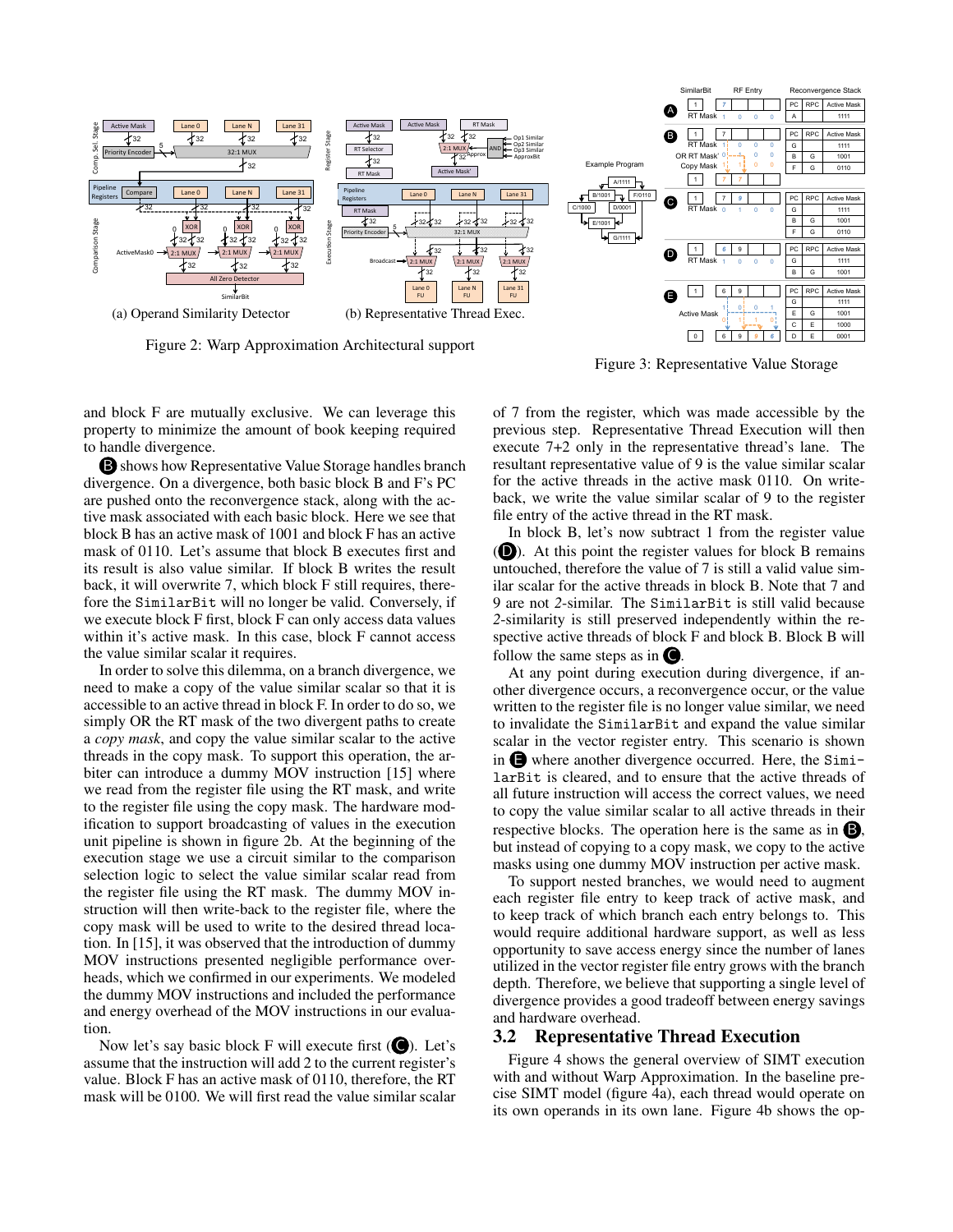(a) Operand Similarity Detector

(b) Representative Thread Exec.

Figure 2: Warp Approximation Architectural support

Figure 3: Representative Value Storage

and block F are mutually exclusive. We can leverage this property to minimize the amount of book keeping required to handle divergence.

**B** shows how Representative Value Storage handles branch divergence. On a divergence, both basic block B and F's PC are pushed onto the reconvergence stack, along with the active mask associated with each basic block. Here we see that block B has an active mask of 1001 and block F has an active mask of 0110. Let's assume that block B executes first and its result is also value similar. If block B writes the result back, it will overwrite 7, which block F still requires, therefore the SimilarBit will no longer be valid. Conversely, if we execute block F first, block F can only access data values within it's active mask. In this case, block F cannot access the value similar scalar it requires.

In order to solve this dilemma, on a branch divergence, we need to make a copy of the value similar scalar so that it is accessible to an active thread in block F. In order to do so, we simply OR the RT mask of the two divergent paths to create a *copy mask*, and copy the value similar scalar to the active threads in the copy mask. To support this operation, the arbiter can introduce a dummy MOV instruction [15] where we read from the register file using the RT mask, and write to the register file using the copy mask. The hardware modification to support broadcasting of values in the execution unit pipeline is shown in figure 2b. At the beginning of the execution stage we use a circuit similar to the comparison selection logic to select the value similar scalar read from the register file using the RT mask. The dummy MOV instruction will then write-back to the register file, where the copy mask will be used to write to the desired thread location. In [15], it was observed that the introduction of dummy MOV instructions presented negligible performance overheads, which we confirmed in our experiments. We modeled the dummy MOV instructions and included the performance and energy overhead of the MOV instructions in our evaluation.

Now let's say basic block F will execute first (**C**). Let's assume that the instruction will add 2 to the current register's value. Block F has an active mask of 0110, therefore, the RT mask will be 0100. We will first read the value similar scalar of 7 from the register, which was made accessible by the previous step. Representative Thread Execution will then execute 7+2 only in the representative thread's lane. The resultant representative value of 9 is the value similar scalar for the active threads in the active mask 0110. On write-back, we write the value similar scalar of 9 to the register file entry of the active thread in the RT mask.

In block B, let's now subtract 1 from the register value (**D**). At this point the register values for block B remains untouched, therefore the value of 7 is still a valid value similar scalar for the active threads in block B. Note that 7 and 9 are not *2*-similar. The SimilarBit is still valid because *2*-similarity is still preserved independently within the respective active threads of block F and block B. Block B will follow the same steps as in **C**.

At any point during execution during divergence, if another divergence occurs, a reconvergence occur, or the value written to the register file is no longer value similar, we need to invalidate the SimilarBit and expand the value similar scalar in the vector register entry. This scenario is shown in **E** where another divergence occurred. Here, the SimilarBit is cleared, and to ensure that the active threads of all future instruction will access the correct values, we need to copy the value similar scalar to all active threads in their respective blocks. The operation here is the same as in **B**, but instead of copying to a copy mask, we copy to the active masks using one dummy MOV instruction per active mask.

To support nested branches, we would need to augment each register file entry to keep track of active mask, and to keep track of which branch each entry belongs to. This would require additional hardware support, as well as less opportunity to save access energy since the number of lanes utilized in the vector register file entry grows with the branch depth. Therefore, we believe that supporting a single level of divergence provides a good tradeoff between energy savings and hardware overhead.

## 3.2 Representative Thread Execution

Figure 4 shows the general overview of SIMT execution with and without Warp Approximation. In the baseline precise SIMT model (figure 4a), each thread would operate on its own operands in its own lane. Figure 4b shows the op-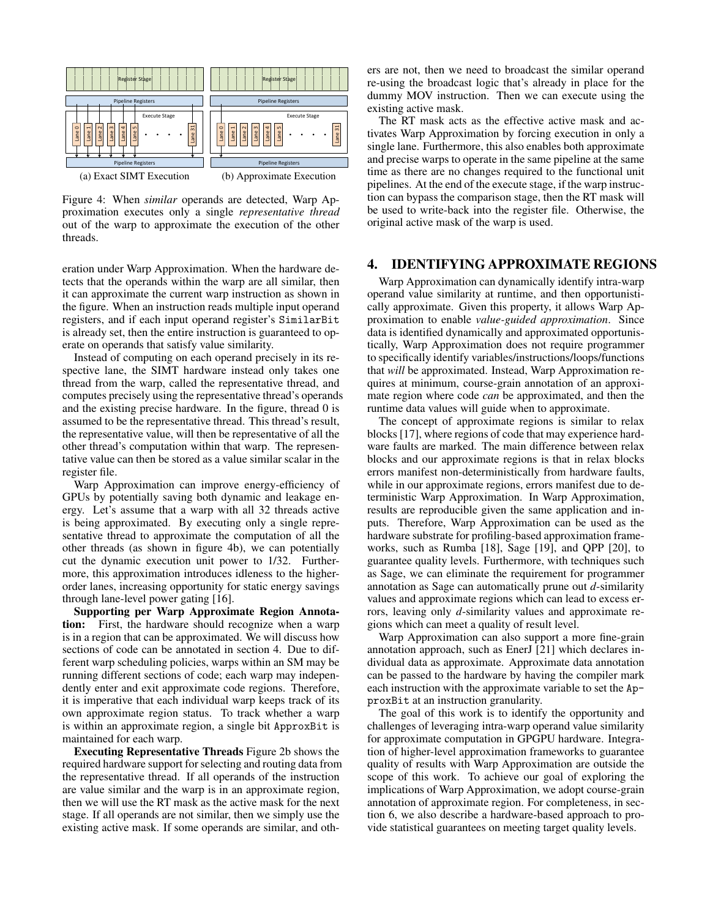(a) Exact SIMT Execution (b) Approximate Execution

Figure 4: When *similar* operands are detected, Warp Approximation executes only a single *representative thread* out of the warp to approximate the execution of the other threads.

eration under Warp Approximation. When the hardware detects that the operands within the warp are all similar, then it can approximate the current warp instruction as shown in the figure. When an instruction reads multiple input operand registers, and if each input operand register's `SimilarBit` is already set, then the entire instruction is guaranteed to operate on operands that satisfy value similarity.

Instead of computing on each operand precisely in its respective lane, the SIMT hardware instead only takes one thread from the warp, called the representative thread, and computes precisely using the representative thread's operands and the existing precise hardware. In the figure, thread 0 is assumed to be the representative thread. This thread's result, the representative value, will then be representative of all the other thread's computation within that warp. The representative value can then be stored as a value similar scalar in the register file.

Warp Approximation can improve energy-efficiency of GPUs by potentially saving both dynamic and leakage energy. Let's assume that a warp with all 32 threads active is being approximated. By executing only a single representative thread to approximate the computation of all the other threads (as shown in figure 4b), we can potentially cut the dynamic execution unit power to 1/32. Furthermore, this approximation introduces idleness to the higher-order lanes, increasing opportunity for static energy savings through lane-level power gating [16].

**Supporting per Warp Approximate Region Annotation:** First, the hardware should recognize when a warp is in a region that can be approximated. We will discuss how sections of code can be annotated in section 4. Due to different warp scheduling policies, warps within an SM may be running different sections of code; each warp may independently enter and exit approximate code regions. Therefore, it is imperative that each individual warp keeps track of its own approximate region status. To track whether a warp is within an approximate region, a single bit `ApproxBit` is maintained for each warp.

**Executing Representative Threads** Figure 2b shows the required hardware support for selecting and routing data from the representative thread. If all operands of the instruction are value similar and the warp is in an approximate region, then we will use the RT mask as the active mask for the next stage. If all operands are not similar, then we simply use the existing active mask. If some operands are similar, and others are not, then we need to broadcast the similar operand re-using the broadcast logic that's already in place for the dummy MOV instruction. Then we can execute using the existing active mask.

The RT mask acts as the effective active mask and activates Warp Approximation by forcing execution in only a single lane. Furthermore, this also enables both approximate and precise warps to operate in the same pipeline at the same time as there are no changes required to the functional unit pipelines. At the end of the execute stage, if the warp instruction can bypass the comparison stage, then the RT mask will be used to write-back into the register file. Otherwise, the original active mask of the warp is used.

## 4. IDENTIFYING APPROXIMATE REGIONS

Warp Approximation can dynamically identify intra-warp operand value similarity at runtime, and then opportunistically approximate. Given this property, it allows Warp Approximation to enable *value-guided approximation*. Since data is identified dynamically and approximated opportunistically, Warp Approximation does not require programmer to specifically identify variables/instructions/loops/functions that *will* be approximated. Instead, Warp Approximation requires at minimum, course-grain annotation of an approximate region where code *can* be approximated, and then the runtime data values will guide when to approximate.

The concept of approximate regions is similar to relax blocks [17], where regions of code that may experience hardware faults are marked. The main difference between relax blocks and our approximate regions is that in relax blocks errors manifest non-deterministically from hardware faults, while in our approximate regions, errors manifest due to deterministic Warp Approximation. In Warp Approximation, results are reproducible given the same application and inputs. Therefore, Warp Approximation can be used as the hardware substrate for profiling-based approximation frameworks, such as Rumba [18], Sage [19], and QPP [20], to guarantee quality levels. Furthermore, with techniques such as Sage, we can eliminate the requirement for programmer annotation as Sage can automatically prune out *d*-similarity values and approximate regions which can lead to excess errors, leaving only *d*-similarity values and approximate regions which can meet a quality of result level.

Warp Approximation can also support a more fine-grain annotation approach, such as EnerJ [21] which declares individual data as approximate. Approximate data annotation can be passed to the hardware by having the compiler mark each instruction with the approximate variable to set the `ApproxBit` at an instruction granularity.

The goal of this work is to identify the opportunity and challenges of leveraging intra-warp operand value similarity for approximate computation in GPGPU hardware. Integration of higher-level approximation frameworks to guarantee quality of results with Warp Approximation are outside the scope of this work. To achieve our goal of exploring the implications of Warp Approximation, we adopt course-grain annotation of approximate region. For completeness, in section 6, we also describe a hardware-based approach to provide statistical guarantees on meeting target quality levels.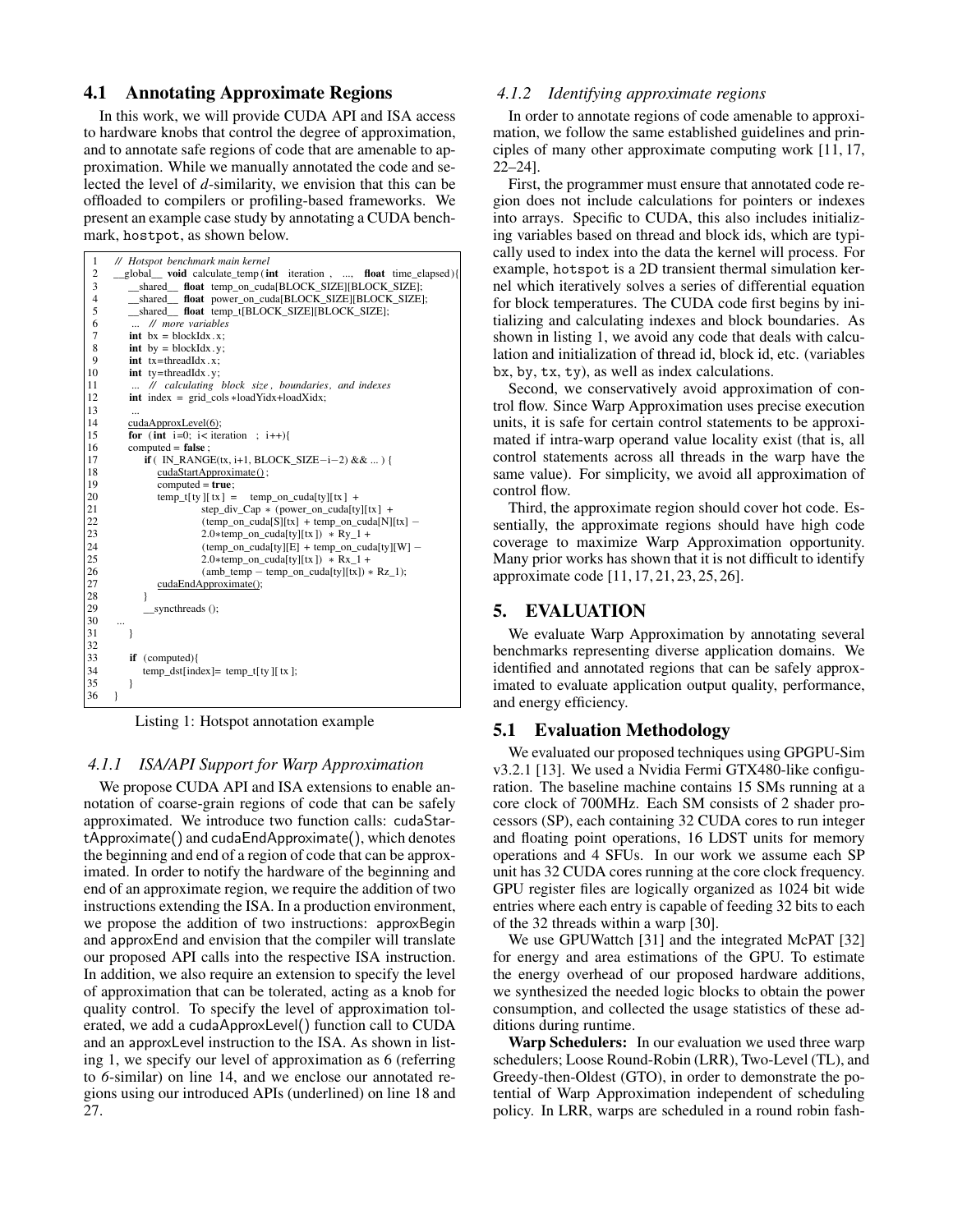## 4.1 Annotating Approximate Regions

In this work, we will provide CUDA API and ISA access to hardware knobs that control the degree of approximation, and to annotate safe regions of code that are amenable to approximation. While we manually annotated the code and selected the level of *d*-similarity, we envision that this can be offloaded to compilers or profiling-based frameworks. We present an example case study by annotating a CUDA benchmark, `hostpot`, as shown below.

```
1   // Hotspot benchmark main kernel
2   __global__ void calculate_temp(int iteration , ..., float time_elapsed){
3       __shared__ float temp_on_cuda[BLOCK_SIZE][BLOCK_SIZE];
4       __shared__ float power_on_cuda[BLOCK_SIZE][BLOCK_SIZE];
5       __shared__ float temp_t[BLOCK_SIZE][BLOCK_SIZE];
6       ... // more variables
7       int bx = blockIdx.x;
8       int by = blockIdx.y;
9       int tx=threadIdx.x;
10      int ty=threadIdx.y;
11      ... // calculating block size, boundaries, and indexes
12      int index = grid_cols*loadYidx+loadXidx;
13      ...
14      cudaApproxLevel(6);
15      for (int i=0; i< iteration ; i++){
16      computed = false;
17          if( IN_RANGE(tx, i+1, BLOCK_SIZE−i−2) && ... ) {
18              cudaStartApproximate();
19              computed = true;
20              temp_t[ty][tx] =   temp_on_cuda[ty][tx] +
21                      step_div_Cap * (power_on_cuda[ty][tx] +
22                      (temp_on_cuda[S][tx] + temp_on_cuda[N][tx] −
23                      2.0*temp_on_cuda[ty][tx]) * Ry_1 +
24                      (temp_on_cuda[ty][E] + temp_on_cuda[ty][W] −
25                      2.0*temp_on_cuda[ty][tx]) * Rx_1 +
26                      (amb_temp − temp_on_cuda[ty][tx]) * Rz_1);
27              cudaEndApproximate();
28          }
29          __syncthreads();
30  ...
31      }
32
33      if (computed){
34          temp_dst[index]= temp_t[ty][tx];
35      }
36  }
```

Listing 1: Hotspot annotation example

### 4.1.1 ISA/API Support for Warp Approximation

We propose CUDA API and ISA extensions to enable annotation of coarse-grain regions of code that can be safely approximated. We introduce two function calls: cudaStartApproximate() and cudaEndApproximate(), which denotes the beginning and end of a region of code that can be approximated. In order to notify the hardware of the beginning and end of an approximate region, we require the addition of two instructions extending the ISA. In a production environment, we propose the addition of two instructions: approxBegin and approxEnd and envision that the compiler will translate our proposed API calls into the respective ISA instruction. In addition, we also require an extension to specify the level of approximation that can be tolerated, acting as a knob for quality control. To specify the level of approximation tolerated, we add a cudaApproxLevel() function call to CUDA and an approxLevel instruction to the ISA. As shown in listing 1, we specify our level of approximation as 6 (referring to *6*-similar) on line 14, and we enclose our annotated regions using our introduced APIs (underlined) on line 18 and 27.

### 4.1.2 Identifying approximate regions

In order to annotate regions of code amenable to approximation, we follow the same established guidelines and principles of many other approximate computing work [11, 17, 22–24].

First, the programmer must ensure that annotated code region does not include calculations for pointers or indexes into arrays. Specific to CUDA, this also includes initializing variables based on thread and block ids, which are typically used to index into the data the kernel will process. For example, `hotspot` is a 2D transient thermal simulation kernel which iteratively solves a series of differential equation for block temperatures. The CUDA code first begins by initializing and calculating indexes and block boundaries. As shown in listing 1, we avoid any code that deals with calculation and initialization of thread id, block id, etc. (variables `bx`, `by`, `tx`, `ty`), as well as index calculations.

Second, we conservatively avoid approximation of control flow. Since Warp Approximation uses precise execution units, it is safe for certain control statements to be approximated if intra-warp operand value locality exist (that is, all control statements across all threads in the warp have the same value). For simplicity, we avoid all approximation of control flow.

Third, the approximate region should cover hot code. Essentially, the approximate regions should have high code coverage to maximize Warp Approximation opportunity. Many prior works has shown that it is not difficult to identify approximate code [11, 17, 21, 23, 25, 26].

# 5. EVALUATION

We evaluate Warp Approximation by annotating several benchmarks representing diverse application domains. We identified and annotated regions that can be safely approximated to evaluate application output quality, performance, and energy efficiency.

## 5.1 Evaluation Methodology

We evaluated our proposed techniques using GPGPU-Sim v3.2.1 [13]. We used a Nvidia Fermi GTX480-like configuration. The baseline machine contains 15 SMs running at a core clock of 700MHz. Each SM consists of 2 shader processors (SP), each containing 32 CUDA cores to run integer and floating point operations, 16 LDST units for memory operations and 4 SFUs. In our work we assume each SP unit has 32 CUDA cores running at the core clock frequency. GPU register files are logically organized as 1024 bit wide entries where each entry is capable of feeding 32 bits to each of the 32 threads within a warp [30].

We use GPUWattch [31] and the integrated McPAT [32] for energy and area estimations of the GPU. To estimate the energy overhead of our proposed hardware additions, we synthesized the needed logic blocks to obtain the power consumption, and collected the usage statistics of these additions during runtime.

**Warp Schedulers:** In our evaluation we used three warp schedulers; Loose Round-Robin (LRR), Two-Level (TL), and Greedy-then-Oldest (GTO), in order to demonstrate the potential of Warp Approximation independent of scheduling policy. In LRR, warps are scheduled in a round robin fash-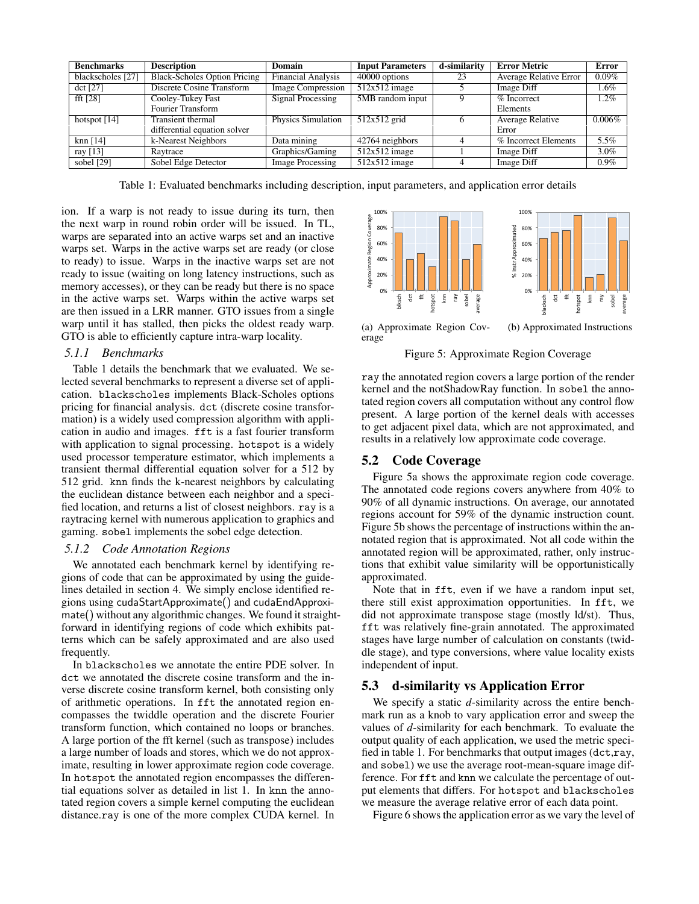| Benchmarks | Description | Domain | Input Parameters | d-similarity | Error Metric | Error |
|---|---|---|---|---|---|---|
| blackscholes [27] | Black-Scholes Option Pricing | Financial Analysis | 40000 options | 23 | Average Relative Error | 0.09% |
| dct [27] | Discrete Cosine Transform | Image Compression | 512x512 image | 5 | Image Diff | 1.6% |
| fft [28] | Cooley-Tukey Fast Fourier Transform | Signal Processing | 5MB random input | 9 | % Incorrect Elements | 1.2% |
| hotspot [14] | Transient thermal differential equation solver | Physics Simulation | 512x512 grid | 6 | Average Relative Error | 0.006% |
| knn [14] | k-Nearest Neighbors | Data mining | 42764 neighbors | 4 | % Incorrect Elements | 5.5% |
| ray [13] | Raytrace | Graphics/Gaming | 512x512 image | 1 | Image Diff | 3.0% |
| sobel [29] | Sobel Edge Detector | Image Processing | 512x512 image | 4 | Image Diff | 0.9% |

Table 1: Evaluated benchmarks including description, input parameters, and application error details

ion. If a warp is not ready to issue during its turn, then the next warp in round robin order will be issued. In TL, warps are separated into an active warps set and an inactive warps set. Warps in the active warps set are ready (or close to ready) to issue. Warps in the inactive warps set are not ready to issue (waiting on long latency instructions, such as memory accesses), or they can be ready but there is no space in the active warps set. Warps within the active warps set are then issued in a LRR manner. GTO issues from a single warp until it has stalled, then picks the oldest ready warp. GTO is able to efficiently capture intra-warp locality.

### 5.1.1 *Benchmarks*

Table 1 details the benchmark that we evaluated. We selected several benchmarks to represent a diverse set of application. blackscholes implements Black-Scholes options pricing for financial analysis. dct (discrete cosine transformation) is a widely used compression algorithm with application in audio and images. fft is a fast fourier transform with application to signal processing. hotspot is a widely used processor temperature estimator, which implements a transient thermal differential equation solver for a 512 by 512 grid. knn finds the k-nearest neighbors by calculating the euclidean distance between each neighbor and a specified location, and returns a list of closest neighbors. ray is a raytracing kernel with numerous application to graphics and gaming. sobel implements the sobel edge detection.

### 5.1.2 *Code Annotation Regions*

We annotated each benchmark kernel by identifying regions of code that can be approximated by using the guidelines detailed in section 4. We simply enclose identified regions using cudaStartApproximate() and cudaEndApproximate() without any algorithmic changes. We found it straightforward in identifying regions of code which exhibits patterns which can be safely approximated and are also used frequently.

In blackscholes we annotate the entire PDE solver. In dct we annotated the discrete cosine transform and the inverse discrete cosine transform kernel, both consisting only of arithmetic operations. In fft the annotated region encompasses the twiddle operation and the discrete Fourier transform function, which contained no loops or branches. A large portion of the fft kernel (such as transpose) includes a large number of loads and stores, which we do not approximate, resulting in lower approximate region code coverage. In hotspot the annotated region encompasses the differential equations solver as detailed in list 1. In knn the annotated region covers a simple kernel computing the euclidean distance.ray is one of the more complex CUDA kernel. In ray the annotated region covers a large portion of the render kernel and the notShadowRay function. In sobel the annotated region covers all computation without any control flow present. A large portion of the kernel deals with accesses to get adjacent pixel data, which are not approximated, and results in a relatively low approximate code coverage.

(a) Approximate Region Coverage (b) Approximated Instructions

Figure 5: Approximate Region Coverage

## 5.2 Code Coverage

Figure 5a shows the approximate region code coverage. The annotated code regions covers anywhere from 40% to 90% of all dynamic instructions. On average, our annotated regions account for 59% of the dynamic instruction count. Figure 5b shows the percentage of instructions within the annotated region that is approximated. Not all code within the annotated region will be approximated, rather, only instructions that exhibit value similarity will be opportunistically approximated.

Note that in fft, even if we have a random input set, there still exist approximation opportunities. In fft, we did not approximate transpose stage (mostly ld/st). Thus, fft was relatively fine-grain annotated. The approximated stages have large number of calculation on constants (twiddle stage), and type conversions, where value locality exists independent of input.

## 5.3 d-similarity vs Application Error

We specify a static *d*-similarity across the entire benchmark run as a knob to vary application error and sweep the values of *d*-similarity for each benchmark. To evaluate the output quality of each application, we used the metric specified in table 1. For benchmarks that output images (dct,ray, and sobel) we use the average root-mean-square image difference. For fft and knn we calculate the percentage of output elements that differs. For hotspot and blackscholes we measure the average relative error of each data point.

Figure 6 shows the application error as we vary the level of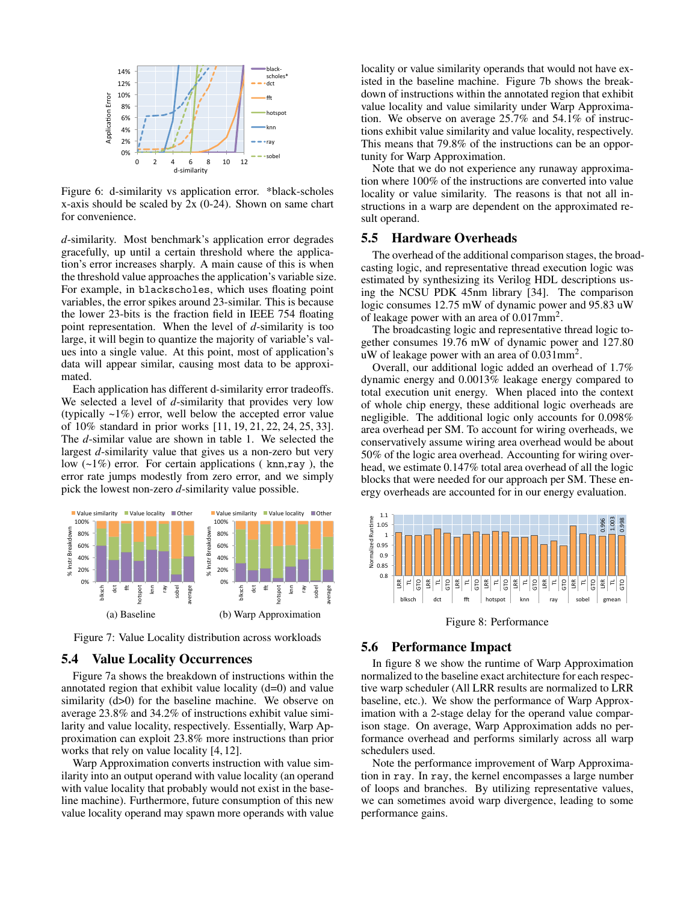Figure 6: d-similarity vs application error. *black-scholes x-axis should be scaled by 2x (0-24). Shown on same chart for convenience.

*d*-similarity. Most benchmark's application error degrades gracefully, up until a certain threshold where the application's error increases sharply. A main cause of this is when the threshold value approaches the application's variable size. For example, in `blackscholes`, which uses floating point variables, the error spikes around 23-similar. This is because the lower 23-bits is the fraction field in IEEE 754 floating point representation. When the level of *d*-similarity is too large, it will begin to quantize the majority of variable's values into a single value. At this point, most of application's data will appear similar, causing most data to be approximated.

Each application has different d-similarity error tradeoffs. We selected a level of *d*-similarity that provides very low (typically ~1%) error, well below the accepted error value of 10% standard in prior works [11, 19, 21, 22, 24, 25, 33]. The *d*-similar value are shown in table 1. We selected the largest *d*-similarity value that gives us a non-zero but very low (~1%) error. For certain applications ( `knn`,`ray` ), the error rate jumps modestly from zero error, and we simply pick the lowest non-zero *d*-similarity value possible.

(a) Baseline

(b) Warp Approximation

Figure 7: Value Locality distribution across workloads

## 5.4 Value Locality Occurrences

Figure 7a shows the breakdown of instructions within the annotated region that exhibit value locality (d=0) and value similarity (d>0) for the baseline machine. We observe on average 23.8% and 34.2% of instructions exhibit value similarity and value locality, respectively. Essentially, Warp Approximation can exploit 23.8% more instructions than prior works that rely on value locality [4, 12].

Warp Approximation converts instruction with value similarity into an output operand with value locality (an operand with value locality that probably would not exist in the baseline machine). Furthermore, future consumption of this new value locality operand may spawn more operands with value locality or value similarity operands that would not have existed in the baseline machine. Figure 7b shows the breakdown of instructions within the annotated region that exhibit value locality and value similarity under Warp Approximation. We observe on average 25.7% and 54.1% of instructions exhibit value similarity and value locality, respectively. This means that 79.8% of the instructions can be an opportunity for Warp Approximation.

Note that we do not experience any runaway approximation where 100% of the instructions are converted into value locality or value similarity. The reasons is that not all instructions in a warp are dependent on the approximated result operand.

## 5.5 Hardware Overheads

The overhead of the additional comparison stages, the broadcasting logic, and representative thread execution logic was estimated by synthesizing its Verilog HDL descriptions using the NCSU PDK 45nm library [34]. The comparison logic consumes 12.75 mW of dynamic power and 95.83 uW of leakage power with an area of 0.017mm$^2$.

The broadcasting logic and representative thread logic together consumes 19.76 mW of dynamic power and 127.80 uW of leakage power with an area of 0.031mm$^2$.

Overall, our additional logic added an overhead of 1.7% dynamic energy and 0.0013% leakage energy compared to total execution unit energy. When placed into the context of whole chip energy, these additional logic overheads are negligible. The additional logic only accounts for 0.098% area overhead per SM. To account for wiring overheads, we conservatively assume wiring area overhead would be about 50% of the logic area overhead. Accounting for wiring overhead, we estimate 0.147% total area overhead of all the logic blocks that were needed for our approach per SM. These energy overheads are accounted for in our energy evaluation.

Figure 8: Performance

## 5.6 Performance Impact

In figure 8 we show the runtime of Warp Approximation normalized to the baseline exact architecture for each respective warp scheduler (All LRR results are normalized to LRR baseline, etc.). We show the performance of Warp Approximation with a 2-stage delay for the operand value comparison stage. On average, Warp Approximation adds no performance overhead and performs similarly across all warp schedulers used.

Note the performance improvement of Warp Approximation in `ray`. In `ray`, the kernel encompasses a large number of loops and branches. By utilizing representative values, we can sometimes avoid warp divergence, leading to some performance gains.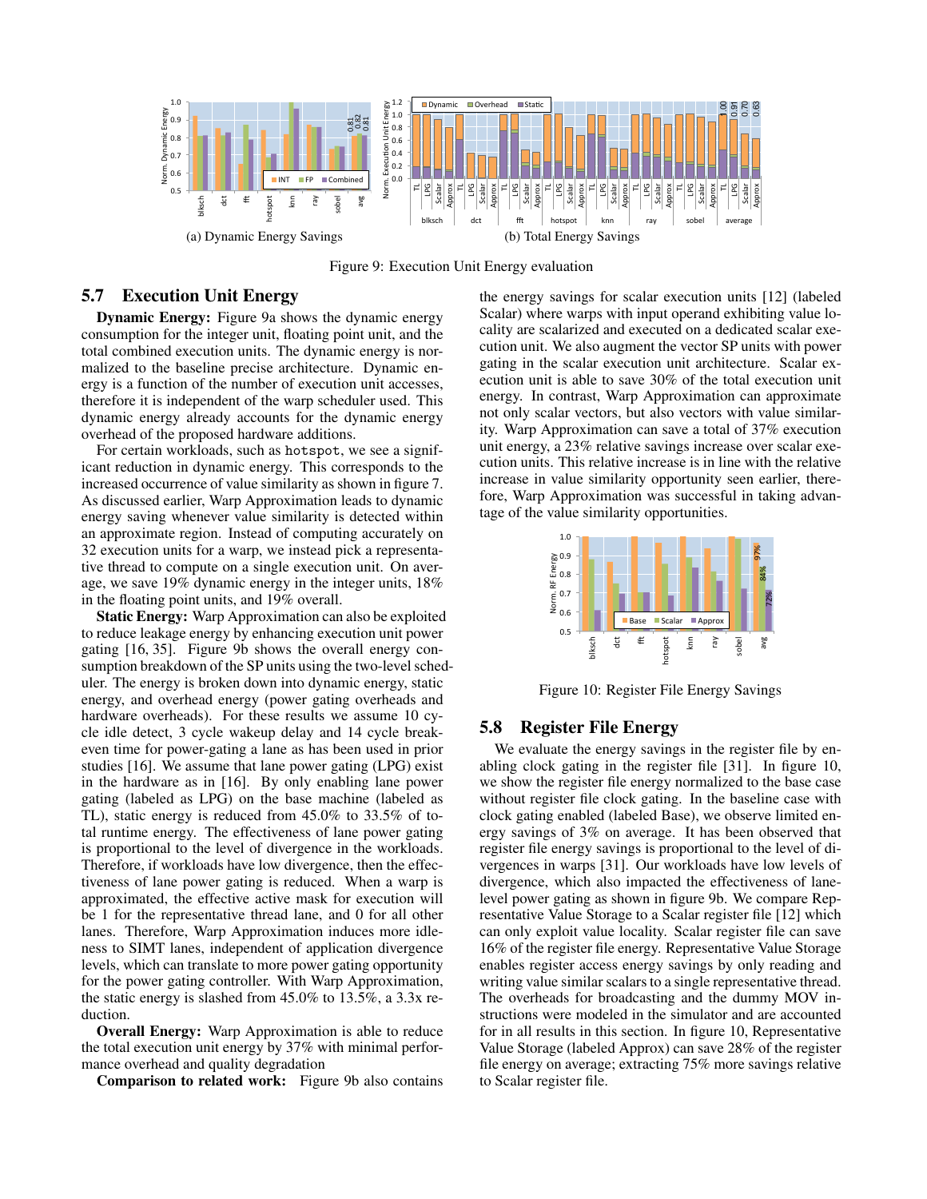(a) Dynamic Energy Savings

(b) Total Energy Savings

Figure 9: Execution Unit Energy evaluation

## 5.7 Execution Unit Energy

**Dynamic Energy:** Figure 9a shows the dynamic energy consumption for the integer unit, floating point unit, and the total combined execution units. The dynamic energy is normalized to the baseline precise architecture. Dynamic energy is a function of the number of execution unit accesses, therefore it is independent of the warp scheduler used. This dynamic energy already accounts for the dynamic energy overhead of the proposed hardware additions.

For certain workloads, such as `hotspot`, we see a significant reduction in dynamic energy. This corresponds to the increased occurrence of value similarity as shown in figure 7. As discussed earlier, Warp Approximation leads to dynamic energy saving whenever value similarity is detected within an approximate region. Instead of computing accurately on 32 execution units for a warp, we instead pick a representative thread to compute on a single execution unit. On average, we save 19% dynamic energy in the integer units, 18% in the floating point units, and 19% overall.

**Static Energy:** Warp Approximation can also be exploited to reduce leakage energy by enhancing execution unit power gating [16, 35]. Figure 9b shows the overall energy consumption breakdown of the SP units using the two-level scheduler. The energy is broken down into dynamic energy, static energy, and overhead energy (power gating overheads and hardware overheads). For these results we assume 10 cycle idle detect, 3 cycle wakeup delay and 14 cycle breakeven time for power-gating a lane as has been used in prior studies [16]. We assume that lane power gating (LPG) exist in the hardware as in [16]. By only enabling lane power gating (labeled as LPG) on the base machine (labeled as TL), static energy is reduced from 45.0% to 33.5% of total runtime energy. The effectiveness of lane power gating is proportional to the level of divergence in the workloads. Therefore, if workloads have low divergence, then the effectiveness of lane power gating is reduced. When a warp is approximated, the effective active mask for execution will be 1 for the representative thread lane, and 0 for all other lanes. Therefore, Warp Approximation induces more idleness to SIMT lanes, independent of application divergence levels, which can translate to more power gating opportunity for the power gating controller. With Warp Approximation, the static energy is slashed from 45.0% to 13.5%, a 3.3x reduction.

**Overall Energy:** Warp Approximation is able to reduce the total execution unit energy by 37% with minimal performance overhead and quality degradation

**Comparison to related work:** Figure 9b also contains the energy savings for scalar execution units [12] (labeled Scalar) where warps with input operand exhibiting value locality are scalarized and executed on a dedicated scalar execution unit. We also augment the vector SP units with power gating in the scalar execution unit architecture. Scalar execution unit is able to save 30% of the total execution unit energy. In contrast, Warp Approximation can approximate not only scalar vectors, but also vectors with value similarity. Warp Approximation can save a total of 37% execution unit energy, a 23% relative savings increase over scalar execution units. This relative increase is in line with the relative increase in value similarity opportunity seen earlier, therefore, Warp Approximation was successful in taking advantage of the value similarity opportunities.

Figure 10: Register File Energy Savings

## 5.8 Register File Energy

We evaluate the energy savings in the register file by enabling clock gating in the register file [31]. In figure 10, we show the register file energy normalized to the base case without register file clock gating. In the baseline case with clock gating enabled (labeled Base), we observe limited energy savings of 3% on average. It has been observed that register file energy savings is proportional to the level of divergences in warps [31]. Our workloads have low levels of divergence, which also impacted the effectiveness of lane-level power gating as shown in figure 9b. We compare Representative Value Storage to a Scalar register file [12] which can only exploit value locality. Scalar register file can save 16% of the register file energy. Representative Value Storage enables register access energy savings by only reading and writing value similar scalars to a single representative thread. The overheads for broadcasting and the dummy MOV instructions were modeled in the simulator and are accounted for in all results in this section. In figure 10, Representative Value Storage (labeled Approx) can save 28% of the register file energy on average; extracting 75% more savings relative to Scalar register file.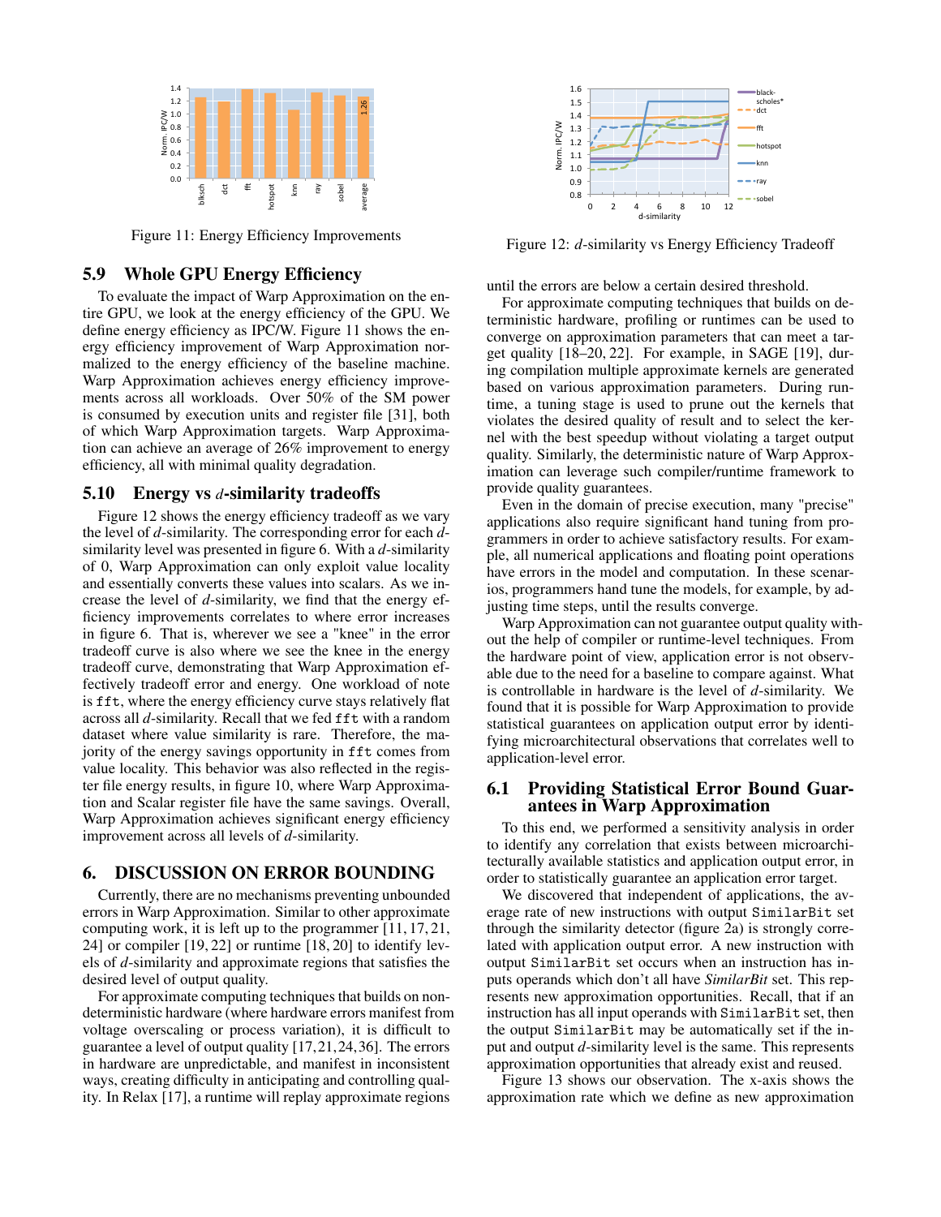Norm. IPC/W
1.4
1.2
1.0
0.8
0.6
0.4
0.2
0.0
blksch
dct
fft
hotspot
knn
ray
sobel
average
1.26

Figure 11: Energy Efficiency Improvements

## 5.9 Whole GPU Energy Efficiency

To evaluate the impact of Warp Approximation on the entire GPU, we look at the energy efficiency of the GPU. We define energy efficiency as IPC/W. Figure 11 shows the energy efficiency improvement of Warp Approximation normalized to the energy efficiency of the baseline machine. Warp Approximation achieves energy efficiency improvements across all workloads. Over 50% of the SM power is consumed by execution units and register file [31], both of which Warp Approximation targets. Warp Approximation can achieve an average of 26% improvement to energy efficiency, all with minimal quality degradation.

## 5.10 Energy vs $d$-similarity tradeoffs

Figure 12 shows the energy efficiency tradeoff as we vary the level of *d*-similarity. The corresponding error for each *d*-similarity level was presented in figure 6. With a *d*-similarity of 0, Warp Approximation can only exploit value locality and essentially converts these values into scalars. As we increase the level of *d*-similarity, we find that the energy efficiency improvements correlates to where error increases in figure 6. That is, wherever we see a "knee" in the error tradeoff curve is also where we see the knee in the energy tradeoff curve, demonstrating that Warp Approximation effectively tradeoff error and energy. One workload of note is `fft`, where the energy efficiency curve stays relatively flat across all *d*-similarity. Recall that we fed `fft` with a random dataset where value similarity is rare. Therefore, the majority of the energy savings opportunity in `fft` comes from value locality. This behavior was also reflected in the register file energy results, in figure 10, where Warp Approximation and Scalar register file have the same savings. Overall, Warp Approximation achieves significant energy efficiency improvement across all levels of *d*-similarity.

# 6. DISCUSSION ON ERROR BOUNDING

Currently, there are no mechanisms preventing unbounded errors in Warp Approximation. Similar to other approximate computing work, it is left up to the programmer [11, 17, 21, 24] or compiler [19, 22] or runtime [18, 20] to identify levels of *d*-similarity and approximate regions that satisfies the desired level of output quality.

For approximate computing techniques that builds on non-deterministic hardware (where hardware errors manifest from voltage overscaling or process variation), it is difficult to guarantee a level of output quality [17, 21, 24, 36]. The errors in hardware are unpredictable, and manifest in inconsistent ways, creating difficulty in anticipating and controlling quality. In Relax [17], a runtime will replay approximate regions

Norm. IPC/W
1.6
1.5
1.4
1.3
1.2
1.1
1.0
0.9
0.8
0
2
4
6
8
10
12
d-similarity
black-scholes*
dct
fft
hotspot
knn
ray
sobel

Figure 12: $d$-similarity vs Energy Efficiency Tradeoff

until the errors are below a certain desired threshold.

For approximate computing techniques that builds on deterministic hardware, profiling or runtimes can be used to converge on approximation parameters that can meet a target quality [18–20, 22]. For example, in SAGE [19], during compilation multiple approximate kernels are generated based on various approximation parameters. During runtime, a tuning stage is used to prune out the kernels that violates the desired quality of result and to select the kernel with the best speedup without violating a target output quality. Similarly, the deterministic nature of Warp Approximation can leverage such compiler/runtime framework to provide quality guarantees.

Even in the domain of precise execution, many "precise" applications also require significant hand tuning from programmers in order to achieve satisfactory results. For example, all numerical applications and floating point operations have errors in the model and computation. In these scenarios, programmers hand tune the models, for example, by adjusting time steps, until the results converge.

Warp Approximation can not guarantee output quality without the help of compiler or runtime-level techniques. From the hardware point of view, application error is not observable due to the need for a baseline to compare against. What is controllable in hardware is the level of *d*-similarity. We found that it is possible for Warp Approximation to provide statistical guarantees on application output error by identifying microarchitectural observations that correlates well to application-level error.

## 6.1 Providing Statistical Error Bound Guarantees in Warp Approximation

To this end, we performed a sensitivity analysis in order to identify any correlation that exists between microarchitecturally available statistics and application output error, in order to statistically guarantee an application error target.

We discovered that independent of applications, the average rate of new instructions with output `SimilarBit` set through the similarity detector (figure 2a) is strongly correlated with application output error. A new instruction with output `SimilarBit` set occurs when an instruction has inputs operands which don't all have *SimilarBit* set. This represents new approximation opportunities. Recall, that if an instruction has all input operands with `SimilarBit` set, then the output `SimilarBit` may be automatically set if the input and output *d*-similarity level is the same. This represents approximation opportunities that already exist and reused.

Figure 13 shows our observation. The x-axis shows the approximation rate which we define as new approximation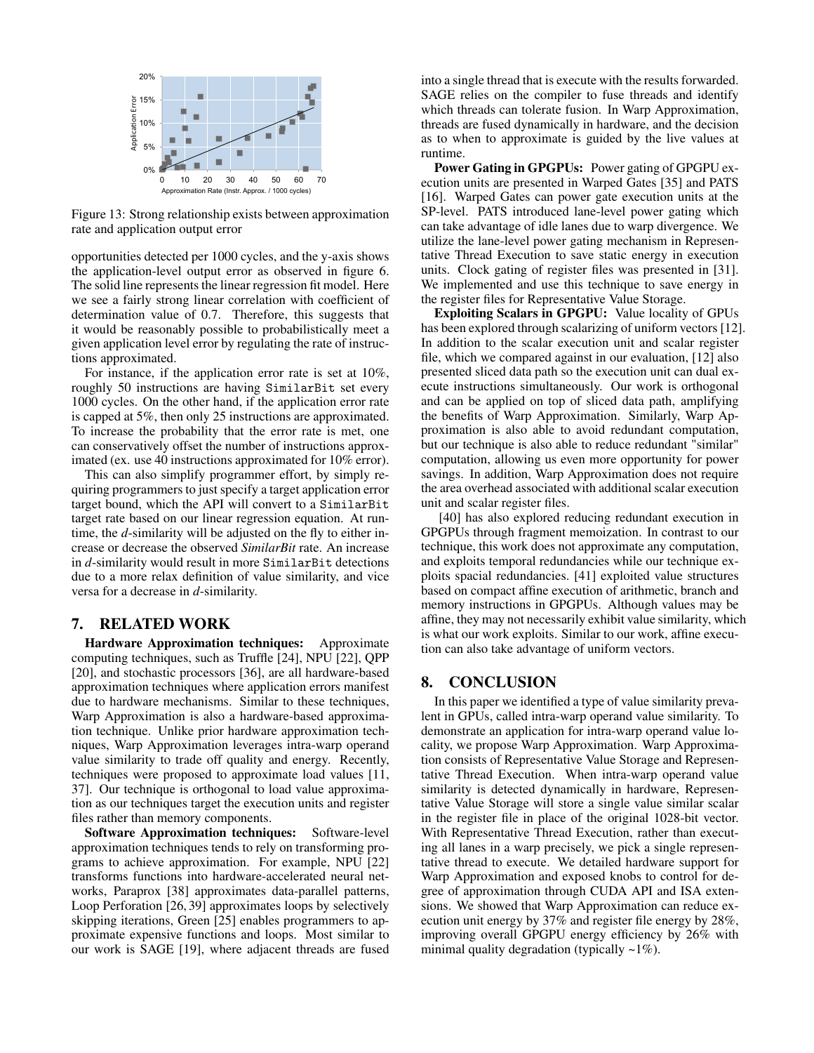Figure 13: Strong relationship exists between approximation rate and application output error

opportunities detected per 1000 cycles, and the y-axis shows the application-level output error as observed in figure 6. The solid line represents the linear regression fit model. Here we see a fairly strong linear correlation with coefficient of determination value of 0.7. Therefore, this suggests that it would be reasonably possible to probabilistically meet a given application level error by regulating the rate of instructions approximated.

For instance, if the application error rate is set at 10%, roughly 50 instructions are having SimilarBit set every 1000 cycles. On the other hand, if the application error rate is capped at 5%, then only 25 instructions are approximated. To increase the probability that the error rate is met, one can conservatively offset the number of instructions approximated (ex. use 40 instructions approximated for 10% error).

This can also simplify programmer effort, by simply requiring programmers to just specify a target application error target bound, which the API will convert to a SimilarBit target rate based on our linear regression equation. At runtime, the *d*-similarity will be adjusted on the fly to either increase or decrease the observed *SimilarBit* rate. An increase in *d*-similarity would result in more SimilarBit detections due to a more relax definition of value similarity, and vice versa for a decrease in *d*-similarity.

## 7. RELATED WORK

**Hardware Approximation techniques:** Approximate computing techniques, such as Truffle [24], NPU [22], QPP [20], and stochastic processors [36], are all hardware-based approximation techniques where application errors manifest due to hardware mechanisms. Similar to these techniques, Warp Approximation is also a hardware-based approximation technique. Unlike prior hardware approximation techniques, Warp Approximation leverages intra-warp operand value similarity to trade off quality and energy. Recently, techniques were proposed to approximate load values [11, 37]. Our technique is orthogonal to load value approximation as our techniques target the execution units and register files rather than memory components.

**Software Approximation techniques:** Software-level approximation techniques tends to rely on transforming programs to achieve approximation. For example, NPU [22] transforms functions into hardware-accelerated neural networks, Paraprox [38] approximates data-parallel patterns, Loop Perforation [26, 39] approximates loops by selectively skipping iterations, Green [25] enables programmers to approximate expensive functions and loops. Most similar to our work is SAGE [19], where adjacent threads are fused into a single thread that is execute with the results forwarded. SAGE relies on the compiler to fuse threads and identify which threads can tolerate fusion. In Warp Approximation, threads are fused dynamically in hardware, and the decision as to when to approximate is guided by the live values at runtime.

**Power Gating in GPGPUs:** Power gating of GPGPU execution units are presented in Warped Gates [35] and PATS [16]. Warped Gates can power gate execution units at the SP-level. PATS introduced lane-level power gating which can take advantage of idle lanes due to warp divergence. We utilize the lane-level power gating mechanism in Representative Thread Execution to save static energy in execution units. Clock gating of register files was presented in [31]. We implemented and use this technique to save energy in the register files for Representative Value Storage.

**Exploiting Scalars in GPGPU:** Value locality of GPUs has been explored through scalarizing of uniform vectors [12]. In addition to the scalar execution unit and scalar register file, which we compared against in our evaluation, [12] also presented sliced data path so the execution unit can dual execute instructions simultaneously. Our work is orthogonal and can be applied on top of sliced data path, amplifying the benefits of Warp Approximation. Similarly, Warp Approximation is also able to avoid redundant computation, but our technique is also able to reduce redundant "similar" computation, allowing us even more opportunity for power savings. In addition, Warp Approximation does not require the area overhead associated with additional scalar execution unit and scalar register files.

[40] has also explored reducing redundant execution in GPGPUs through fragment memoization. In contrast to our technique, this work does not approximate any computation, and exploits temporal redundancies while our technique exploits spacial redundancies. [41] exploited value structures based on compact affine execution of arithmetic, branch and memory instructions in GPGPUs. Although values may be affine, they may not necessarily exhibit value similarity, which is what our work exploits. Similar to our work, affine execution can also take advantage of uniform vectors.

## 8. CONCLUSION

In this paper we identified a type of value similarity prevalent in GPUs, called intra-warp operand value similarity. To demonstrate an application for intra-warp operand value locality, we propose Warp Approximation. Warp Approximation consists of Representative Value Storage and Representative Thread Execution. When intra-warp operand value similarity is detected dynamically in hardware, Representative Value Storage will store a single value similar scalar in the register file in place of the original 1028-bit vector. With Representative Thread Execution, rather than executing all lanes in a warp precisely, we pick a single representative thread to execute. We detailed hardware support for Warp Approximation and exposed knobs to control for degree of approximation through CUDA API and ISA extensions. We showed that Warp Approximation can reduce execution unit energy by 37% and register file energy by 28%, improving overall GPGPU energy efficiency by 26% with minimal quality degradation (typically ~1%).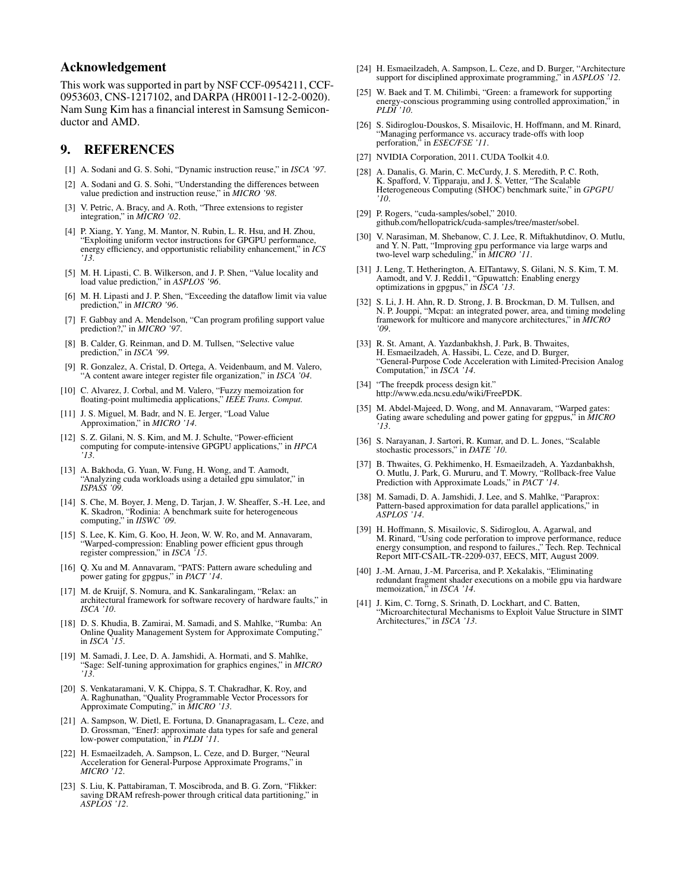## Acknowledgement

This work was supported in part by NSF CCF-0954211, CCF-0953603, CNS-1217102, and DARPA (HR0011-12-2-0020). Nam Sung Kim has a financial interest in Samsung Semiconductor and AMD.

## 9. REFERENCES

[1] A. Sodani and G. S. Sohi, "Dynamic instruction reuse," in *ISCA '97*.

[2] A. Sodani and G. S. Sohi, "Understanding the differences between value prediction and instruction reuse," in *MICRO '98*.

[3] V. Petric, A. Bracy, and A. Roth, "Three extensions to register integration," in *MICRO '02*.

[4] P. Xiang, Y. Yang, M. Mantor, N. Rubin, L. R. Hsu, and H. Zhou, "Exploiting uniform vector instructions for GPGPU performance, energy efficiency, and opportunistic reliability enhancement," in *ICS '13*.

[5] M. H. Lipasti, C. B. Wilkerson, and J. P. Shen, "Value locality and load value prediction," in *ASPLOS '96*.

[6] M. H. Lipasti and J. P. Shen, "Exceeding the dataflow limit via value prediction," in *MICRO '96*.

[7] F. Gabbay and A. Mendelson, "Can program profiling support value prediction?," in *MICRO '97*.

[8] B. Calder, G. Reinman, and D. M. Tullsen, "Selective value prediction," in *ISCA '99*.

[9] R. Gonzalez, A. Cristal, D. Ortega, A. Veidenbaum, and M. Valero, "A content aware integer register file organization," in *ISCA '04*.

[10] C. Alvarez, J. Corbal, and M. Valero, "Fuzzy memoization for floating-point multimedia applications," *IEEE Trans. Comput.*

[11] J. S. Miguel, M. Badr, and N. E. Jerger, "Load Value Approximation," in *MICRO '14*.

[12] S. Z. Gilani, N. S. Kim, and M. J. Schulte, "Power-efficient computing for compute-intensive GPGPU applications," in *HPCA '13*.

[13] A. Bakhoda, G. Yuan, W. Fung, H. Wong, and T. Aamodt, "Analyzing cuda workloads using a detailed gpu simulator," in *ISPASS '09*.

[14] S. Che, M. Boyer, J. Meng, D. Tarjan, J. W. Sheaffer, S.-H. Lee, and K. Skadron, "Rodinia: A benchmark suite for heterogeneous computing," in *IISWC '09*.

[15] S. Lee, K. Kim, G. Koo, H. Jeon, W. W. Ro, and M. Annavaram, "Warped-compression: Enabling power efficient gpus through register compression," in *ISCA '15*.

[16] Q. Xu and M. Annavaram, "PATS: Pattern aware scheduling and power gating for gpgpus," in *PACT '14*.

[17] M. de Kruijf, S. Nomura, and K. Sankaralingam, "Relax: an architectural framework for software recovery of hardware faults," in *ISCA '10*.

[18] D. S. Khudia, B. Zamirai, M. Samadi, and S. Mahlke, "Rumba: An Online Quality Management System for Approximate Computing," in *ISCA '15*.

[19] M. Samadi, J. Lee, D. A. Jamshidi, A. Hormati, and S. Mahlke, "Sage: Self-tuning approximation for graphics engines," in *MICRO '13*.

[20] S. Venkataramani, V. K. Chippa, S. T. Chakradhar, K. Roy, and A. Raghunathan, "Quality Programmable Vector Processors for Approximate Computing," in *MICRO '13*.

[21] A. Sampson, W. Dietl, E. Fortuna, D. Gnanapragasam, L. Ceze, and D. Grossman, "EnerJ: approximate data types for safe and general low-power computation," in *PLDI '11*.

[22] H. Esmaeilzadeh, A. Sampson, L. Ceze, and D. Burger, "Neural Acceleration for General-Purpose Approximate Programs," in *MICRO '12*.

[23] S. Liu, K. Pattabiraman, T. Moscibroda, and B. G. Zorn, "Flikker: saving DRAM refresh-power through critical data partitioning," in *ASPLOS '12*.

[24] H. Esmaeilzadeh, A. Sampson, L. Ceze, and D. Burger, "Architecture support for disciplined approximate programming," in *ASPLOS '12*.

[25] W. Baek and T. M. Chilimbi, "Green: a framework for supporting energy-conscious programming using controlled approximation," in *PLDI '10*.

[26] S. Sidiroglou-Douskos, S. Misailovic, H. Hoffmann, and M. Rinard, "Managing performance vs. accuracy trade-offs with loop perforation," in *ESEC/FSE '11*.

[27] NVIDIA Corporation, 2011. CUDA Toolkit 4.0.

[28] A. Danalis, G. Marin, C. McCurdy, J. S. Meredith, P. C. Roth, K. Spafford, V. Tipparaju, and J. S. Vetter, "The Scalable Heterogeneous Computing (SHOC) benchmark suite," in *GPGPU '10*.

[29] P. Rogers, "cuda-samples/sobel," 2010. github.com/hellopatrick/cuda-samples/tree/master/sobel.

[30] V. Narasiman, M. Shebanow, C. J. Lee, R. Miftakhutdinov, O. Mutlu, and Y. N. Patt, "Improving gpu performance via large warps and two-level warp scheduling," in *MICRO '11*.

[31] J. Leng, T. Hetherington, A. ElTantawy, S. Gilani, N. S. Kim, T. M. Aamodt, and V. J. Reddi1, "Gpuwattch: Enabling energy optimizations in gpgpus," in *ISCA '13*.

[32] S. Li, J. H. Ahn, R. D. Strong, J. B. Brockman, D. M. Tullsen, and N. P. Jouppi, "Mcpat: an integrated power, area, and timing modeling framework for multicore and manycore architectures," in *MICRO '09*.

[33] R. St. Amant, A. Yazdanbakhsh, J. Park, B. Thwaites, H. Esmaeilzadeh, A. Hassibi, L. Ceze, and D. Burger, "General-Purpose Code Acceleration with Limited-Precision Analog Computation," in *ISCA '14*.

[34] "The freepdk process design kit." http://www.eda.ncsu.edu/wiki/FreePDK.

[35] M. Abdel-Majeed, D. Wong, and M. Annavaram, "Warped gates: Gating aware scheduling and power gating for gpgpus," in *MICRO '13*.

[36] S. Narayanan, J. Sartori, R. Kumar, and D. L. Jones, "Scalable stochastic processors," in *DATE '10*.

[37] B. Thwaites, G. Pekhimenko, H. Esmaeilzadeh, A. Yazdanbakhsh, O. Mutlu, J. Park, G. Mururu, and T. Mowry, "Rollback-free Value Prediction with Approximate Loads," in *PACT '14*.

[38] M. Samadi, D. A. Jamshidi, J. Lee, and S. Mahlke, "Paraprox: Pattern-based approximation for data parallel applications," in *ASPLOS '14*.

[39] H. Hoffmann, S. Misailovic, S. Sidiroglou, A. Agarwal, and M. Rinard, "Using code perforation to improve performance, reduce energy consumption, and respond to failures.," Tech. Rep. Technical Report MIT-CSAIL-TR-2209-037, EECS, MIT, August 2009.

[40] J.-M. Arnau, J.-M. Parcerisa, and P. Xekalakis, "Eliminating redundant fragment shader executions on a mobile gpu via hardware memoization," in *ISCA '14*.

[41] J. Kim, C. Torng, S. Srinath, D. Lockhart, and C. Batten, "Microarchitectural Mechanisms to Exploit Value Structure in SIMT Architectures," in *ISCA '13*.